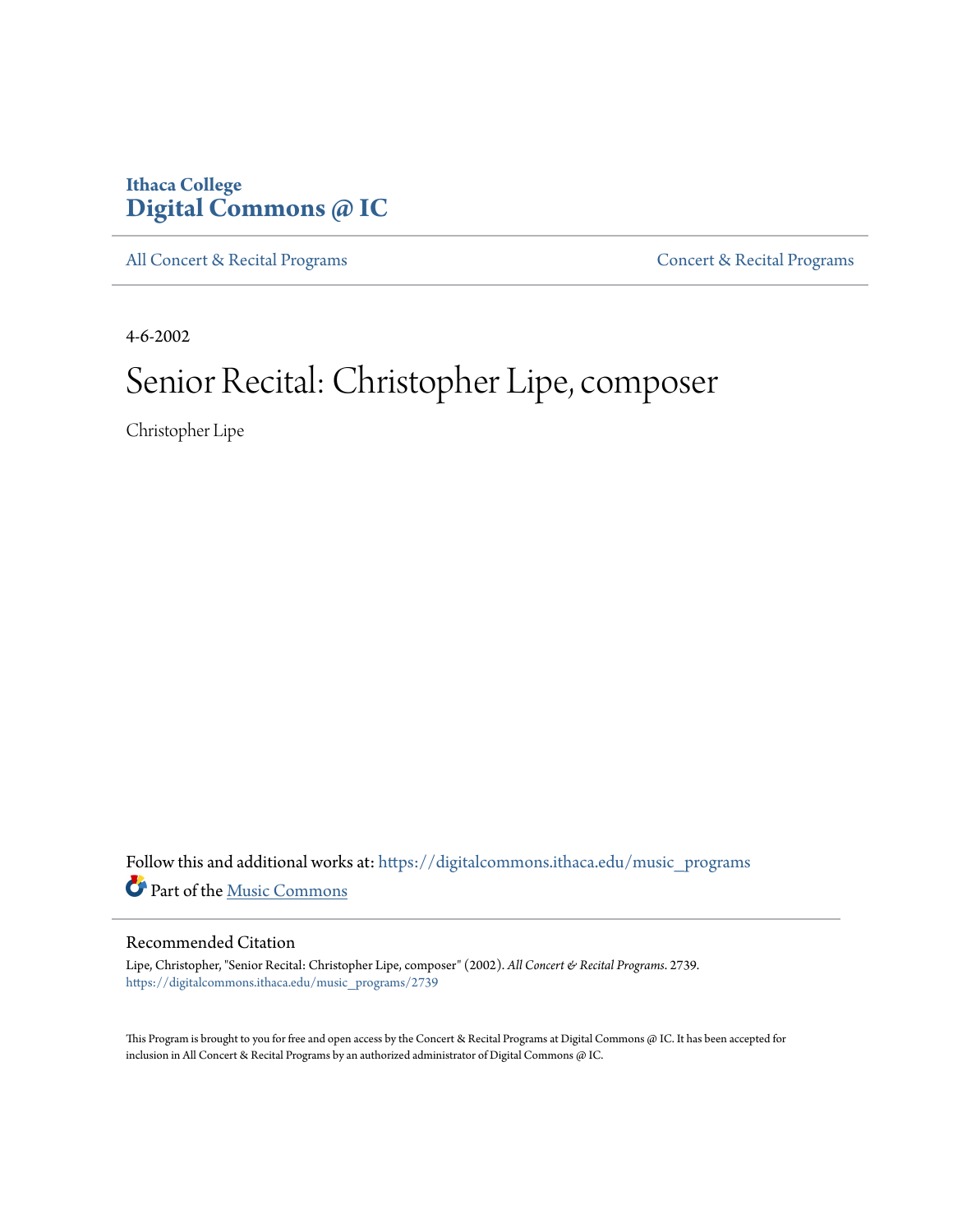Ithaca College
# Digital Commons @ IC

All Concert & Recital Programs | Concert & Recital Programs

4-6-2002

# Senior Recital: Christopher Lipe, composer

Christopher Lipe

Follow this and additional works at: https://digitalcommons.ithaca.edu/music_programs

Part of the Music Commons

## Recommended Citation

Lipe, Christopher, "Senior Recital: Christopher Lipe, composer" (2002). *All Concert & Recital Programs*. 2739.
https://digitalcommons.ithaca.edu/music_programs/2739

This Program is brought to you for free and open access by the Concert & Recital Programs at Digital Commons @ IC. It has been accepted for inclusion in All Concert & Recital Programs by an authorized administrator of Digital Commons @ IC.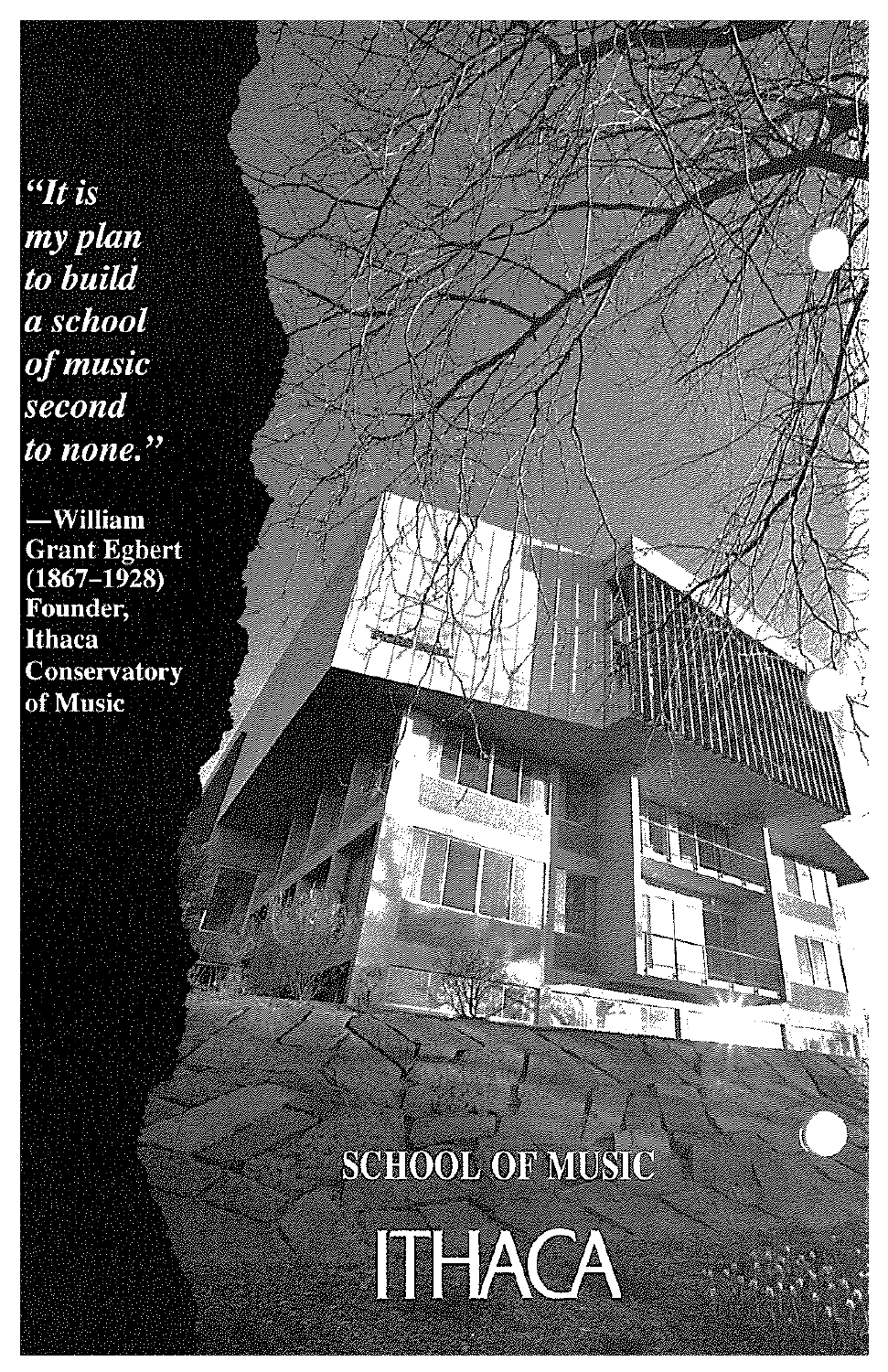*"It is my plan to build a school of music second to none."*

**—William Grant Egbert (1867–1928) Founder, Ithaca Conservatory of Music**

SCHOOL OF MUSIC

ITHACA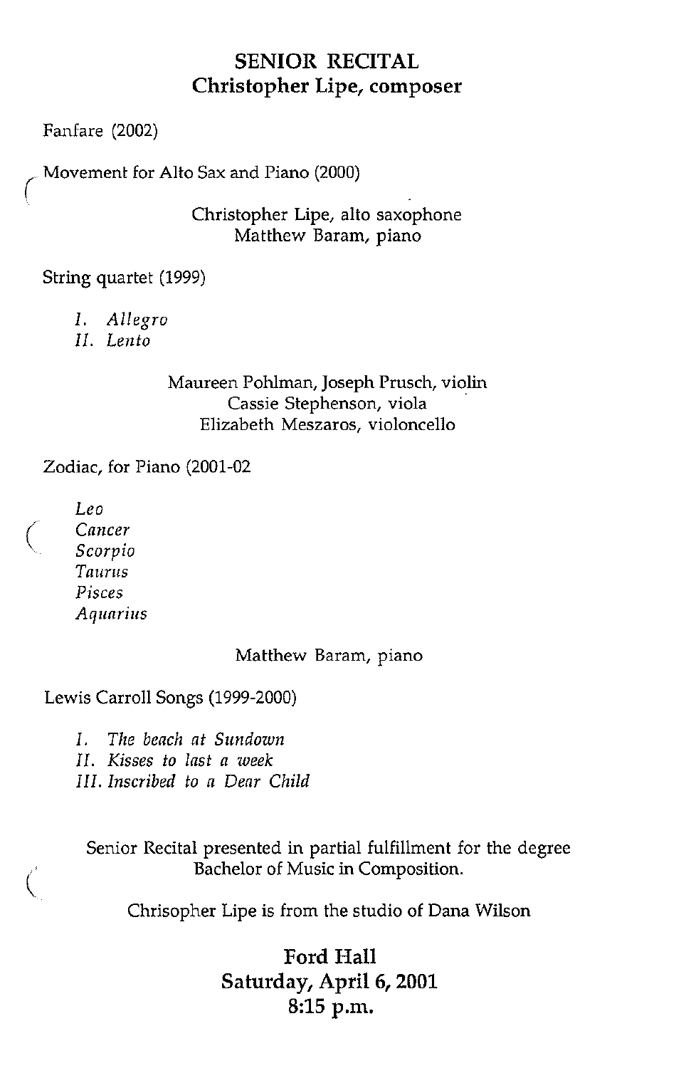# SENIOR RECITAL
## Christopher Lipe, composer

Fanfare (2002)

Movement for Alto Sax and Piano (2000)

Christopher Lipe, alto saxophone
Matthew Baram, piano

String quartet (1999)

*I. Allegro*
*II. Lento*

Maureen Pohlman, Joseph Prusch, violin
Cassie Stephenson, viola
Elizabeth Meszaros, violoncello

Zodiac, for Piano (2001-02

*Leo*
*Cancer*
*Scorpio*
*Taurus*
*Pisces*
*Aquarius*

Matthew Baram, piano

Lewis Carroll Songs (1999-2000)

*I. The beach at Sundown*
*II. Kisses to last a week*
*III. Inscribed to a Dear Child*

Senior Recital presented in partial fulfillment for the degree Bachelor of Music in Composition.

Chrisopher Lipe is from the studio of Dana Wilson

**Ford Hall**
**Saturday, April 6, 2001**
**8:15 p.m.**